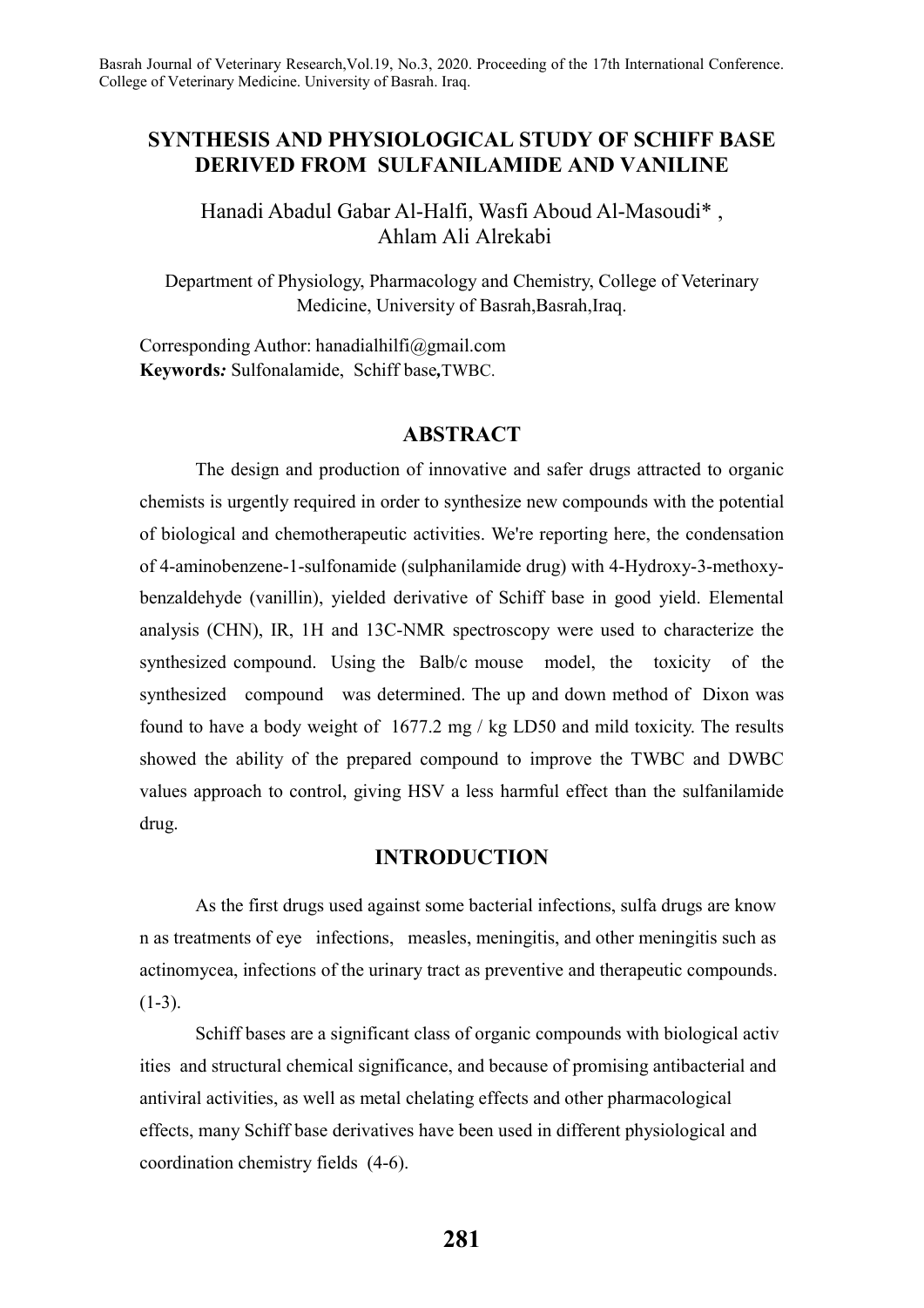# SYNTHESIS AND PHYSIOLOGICAL STUDY OF SCHIFF BASE DERIVED FROM SULFANILAMIDE AND VANILINE

Hanadi Abadul Gabar Al-Halfi, Wasfi Aboud Al-Masoudi* , Ahlam Ali Alrekabi

Department of Physiology, Pharmacology and Chemistry, College of Veterinary Medicine, University of Basrah,Basrah,Iraq.

Corresponding Author: hanadialhilfi@gmail.com

**Keywords***:* Sulfonalamide, Schiff base***,***TWBC.

## ABSTRACT

The design and production of innovative and safer drugs attracted to organic chemists is urgently required in order to synthesize new compounds with the potential of biological and chemotherapeutic activities. We're reporting here, the condensation of 4-aminobenzene-1-sulfonamide (sulphanilamide drug) with 4-Hydroxy-3-methoxy-benzaldehyde (vanillin), yielded derivative of Schiff base in good yield. Elemental analysis (CHN), IR, 1H and 13C-NMR spectroscopy were used to characterize the synthesized compound. Using the Balb/c mouse model, the toxicity of the synthesized compound was determined. The up and down method of Dixon was found to have a body weight of 1677.2 mg / kg LD50 and mild toxicity. The results showed the ability of the prepared compound to improve the TWBC and DWBC values approach to control, giving HSV a less harmful effect than the sulfanilamide drug.

## INTRODUCTION

As the first drugs used against some bacterial infections, sulfa drugs are know n as treatments of eye infections, measles, meningitis, and other meningitis such as actinomycea, infections of the urinary tract as preventive and therapeutic compounds. (1-3).

Schiff bases are a significant class of organic compounds with biological activ ities and structural chemical significance, and because of promising antibacterial and antiviral activities, as well as metal chelating effects and other pharmacological effects, many Schiff base derivatives have been used in different physiological and coordination chemistry fields (4-6).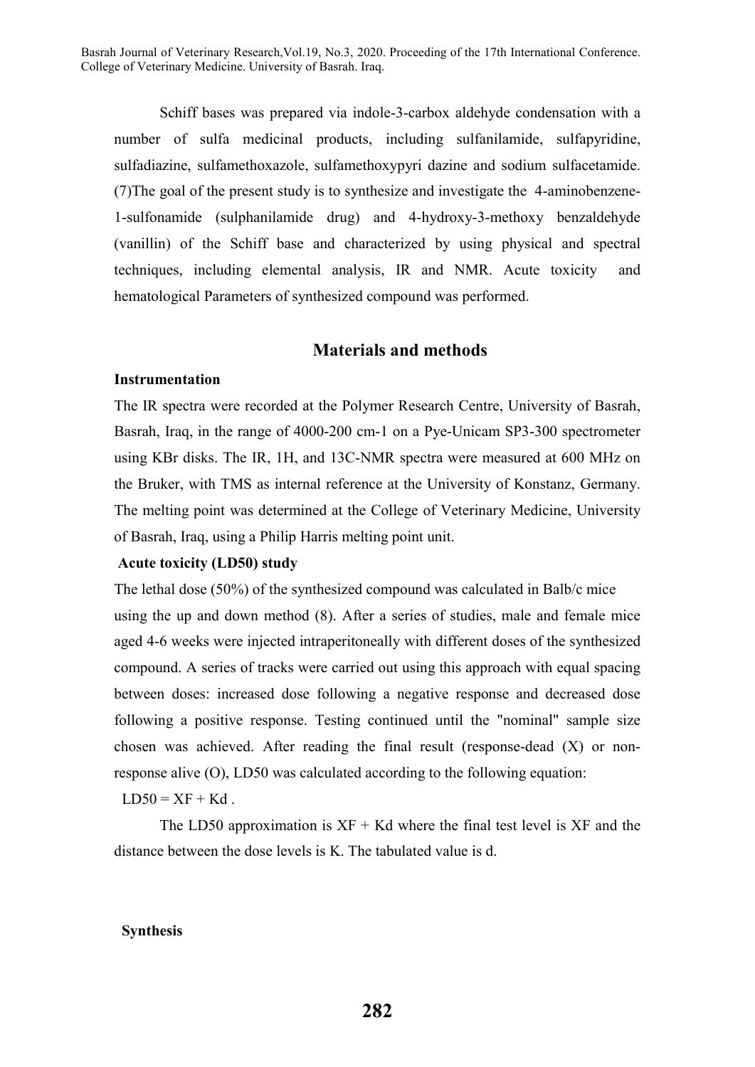Schiff bases was prepared via indole-3-carbox aldehyde condensation with a number of sulfa medicinal products, including sulfanilamide, sulfapyridine, sulfadiazine, sulfamethoxazole, sulfamethoxypyri dazine and sodium sulfacetamide. (7)The goal of the present study is to synthesize and investigate the 4-aminobenzene-1-sulfonamide (sulphanilamide drug) and 4-hydroxy-3-methoxy benzaldehyde (vanillin) of the Schiff base and characterized by using physical and spectral techniques, including elemental analysis, IR and NMR. Acute toxicity and hematological Parameters of synthesized compound was performed.

## Materials and methods

### Instrumentation

The IR spectra were recorded at the Polymer Research Centre, University of Basrah, Basrah, Iraq, in the range of 4000-200 cm-1 on a Pye-Unicam SP3-300 spectrometer using KBr disks. The IR, 1H, and 13C-NMR spectra were measured at 600 MHz on the Bruker, with TMS as internal reference at the University of Konstanz, Germany. The melting point was determined at the College of Veterinary Medicine, University of Basrah, Iraq, using a Philip Harris melting point unit.

### Acute toxicity (LD50) study

The lethal dose (50%) of the synthesized compound was calculated in Balb/c mice using the up and down method (8). After a series of studies, male and female mice aged 4-6 weeks were injected intraperitoneally with different doses of the synthesized compound. A series of tracks were carried out using this approach with equal spacing between doses: increased dose following a negative response and decreased dose following a positive response. Testing continued until the "nominal" sample size chosen was achieved. After reading the final result (response-dead (X) or non-response alive (O), LD50 was calculated according to the following equation:

$LD50 = XF + Kd$ .

The LD50 approximation is $XF + Kd$ where the final test level is XF and the distance between the dose levels is K. The tabulated value is d.

### Synthesis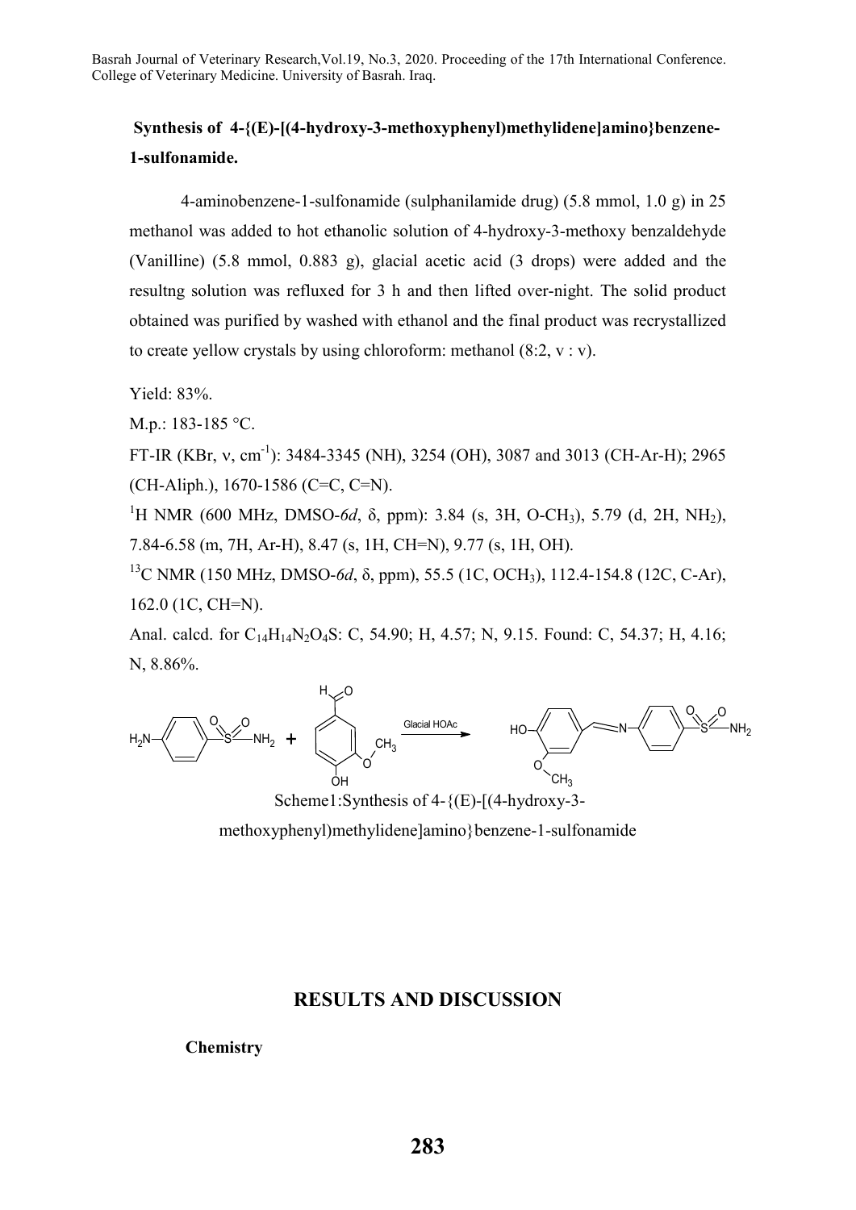**Synthesis of 4-{(E)-[(4-hydroxy-3-methoxyphenyl)methylidene]amino}benzene-1-sulfonamide.**

4-aminobenzene-1-sulfonamide (sulphanilamide drug) (5.8 mmol, 1.0 g) in 25 methanol was added to hot ethanolic solution of 4-hydroxy-3-methoxy benzaldehyde (Vanilline) (5.8 mmol, 0.883 g), glacial acetic acid (3 drops) were added and the resultng solution was refluxed for 3 h and then lifted over-night. The solid product obtained was purified by washed with ethanol and the final product was recrystallized to create yellow crystals by using chloroform: methanol (8:2, v : v).

Yield: 83%.

M.p.: 183-185 °C.

FT-IR (KBr, ν, $cm^{-1}$): 3484-3345 (NH), 3254 (OH), 3087 and 3013 (CH-Ar-H); 2965 (CH-Aliph.), 1670-1586 (C=C, C=N).

$^{1}H$ NMR (600 MHz, DMSO-*6d*, δ, ppm): 3.84 (s, 3H, O-$CH_3$), 5.79 (d, 2H, $NH_2$), 7.84-6.58 (m, 7H, Ar-H), 8.47 (s, 1H, CH=N), 9.77 (s, 1H, OH).

$^{13}C$ NMR (150 MHz, DMSO-*6d*, δ, ppm), 55.5 (1C, $OCH_3$), 112.4-154.8 (12C, C-Ar), 162.0 (1C, CH=N).

Anal. calcd. for $C_{14}H_{14}N_2O_4S$: C, 54.90; H, 4.57; N, 9.15. Found: C, 54.37; H, 4.16; N, 8.86%.

Scheme1:Synthesis of 4-{(E)-[(4-hydroxy-3-methoxyphenyl)methylidene]amino}benzene-1-sulfonamide

## RESULTS AND DISCUSSION

### Chemistry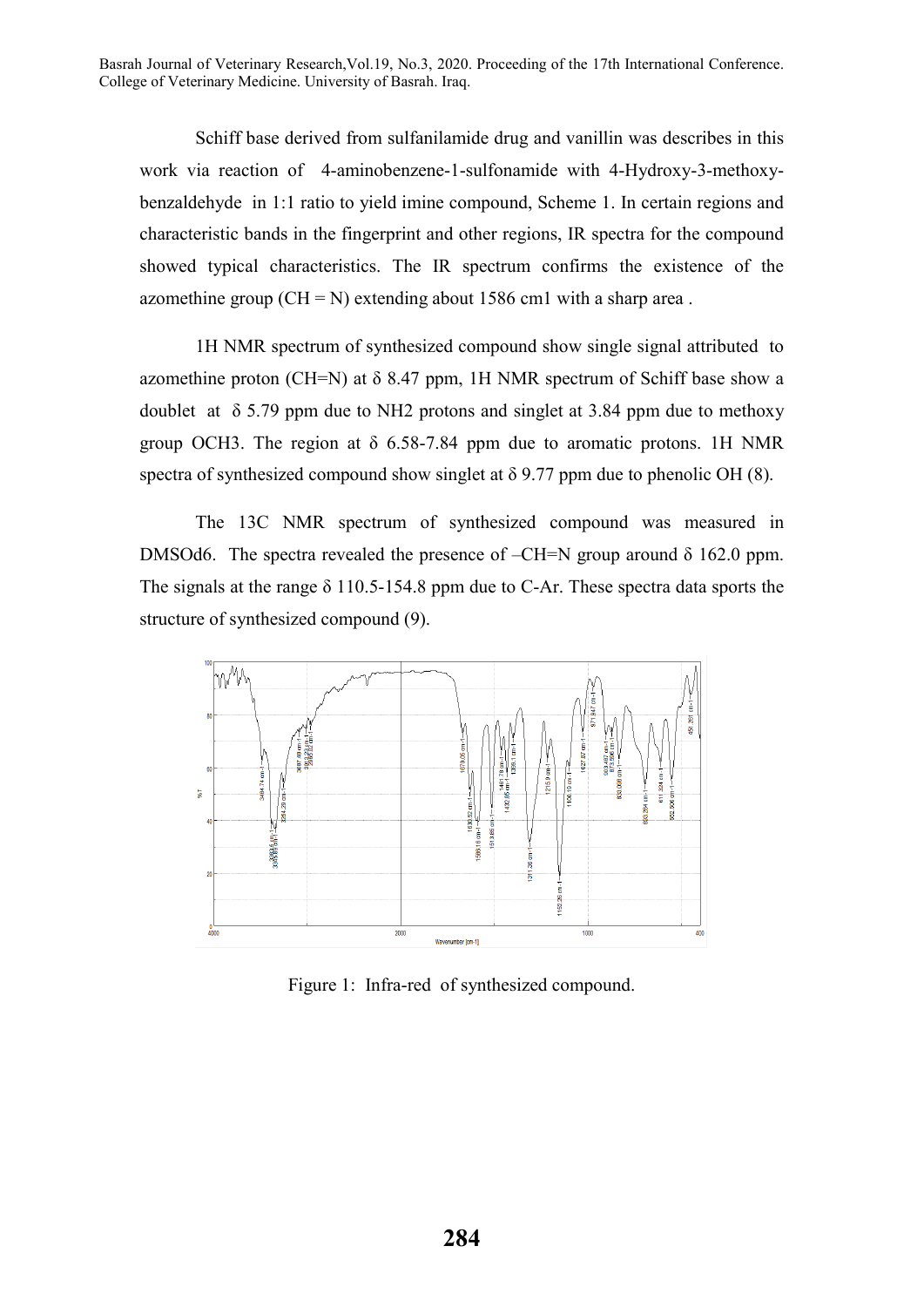Schiff base derived from sulfanilamide drug and vanillin was describes in this work via reaction of 4-aminobenzene-1-sulfonamide with 4-Hydroxy-3-methoxy-benzaldehyde in 1:1 ratio to yield imine compound, Scheme 1. In certain regions and characteristic bands in the fingerprint and other regions, IR spectra for the compound showed typical characteristics. The IR spectrum confirms the existence of the azomethine group (CH = N) extending about 1586 cm1 with a sharp area .

1H NMR spectrum of synthesized compound show single signal attributed to azomethine proton (CH=N) at δ 8.47 ppm, 1H NMR spectrum of Schiff base show a doublet at δ 5.79 ppm due to NH2 protons and singlet at 3.84 ppm due to methoxy group OCH3. The region at δ 6.58-7.84 ppm due to aromatic protons. 1H NMR spectra of synthesized compound show singlet at δ 9.77 ppm due to phenolic OH (8).

The 13C NMR spectrum of synthesized compound was measured in DMSOd6. The spectra revealed the presence of –CH=N group around δ 162.0 ppm. The signals at the range δ 110.5-154.8 ppm due to C-Ar. These spectra data sports the structure of synthesized compound (9).

Figure 1: Infra-red of synthesized compound.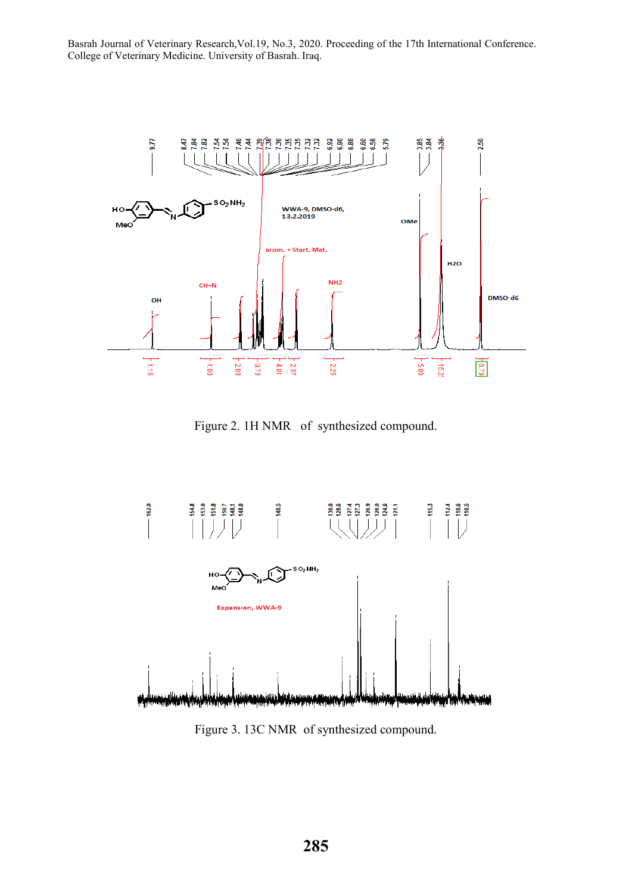Figure 2. 1H NMR of synthesized compound.

Figure 3. 13C NMR of synthesized compound.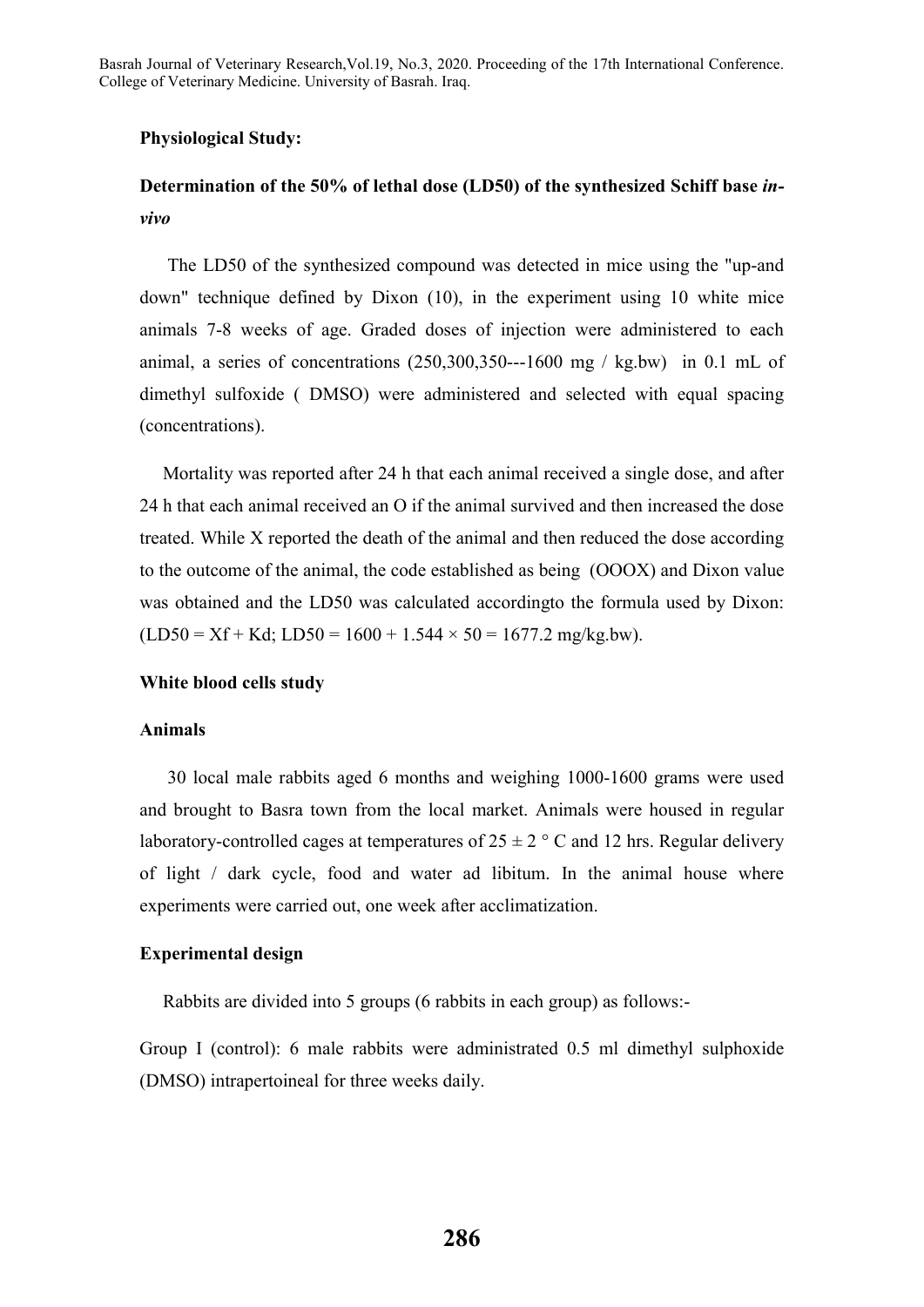**Physiological Study:**

**Determination of the 50% of lethal dose (LD50) of the synthesized Schiff base *in-vivo***

The LD50 of the synthesized compound was detected in mice using the "up-and down" technique defined by Dixon (10), in the experiment using 10 white mice animals 7-8 weeks of age. Graded doses of injection were administered to each animal, a series of concentrations (250,300,350---1600 mg / kg.bw) in 0.1 mL of dimethyl sulfoxide ( DMSO) were administered and selected with equal spacing (concentrations).

Mortality was reported after 24 h that each animal received a single dose, and after 24 h that each animal received an O if the animal survived and then increased the dose treated. While X reported the death of the animal and then reduced the dose according to the outcome of the animal, the code established as being (OOOX) and Dixon value was obtained and the LD50 was calculated accordingto the formula used by Dixon: ($LD50 = Xf + Kd$; $LD50 = 1600 + 1.544 \times 50 = 1677.2$ mg/kg.bw).

**White blood cells study**

**Animals**

30 local male rabbits aged 6 months and weighing 1000-1600 grams were used and brought to Basra town from the local market. Animals were housed in regular laboratory-controlled cages at temperatures of $25 \pm 2$ ° C and 12 hrs. Regular delivery of light / dark cycle, food and water ad libitum. In the animal house where experiments were carried out, one week after acclimatization.

**Experimental design**

Rabbits are divided into 5 groups (6 rabbits in each group) as follows:-

Group I (control): 6 male rabbits were administrated 0.5 ml dimethyl sulphoxide (DMSO) intrapertoineal for three weeks daily.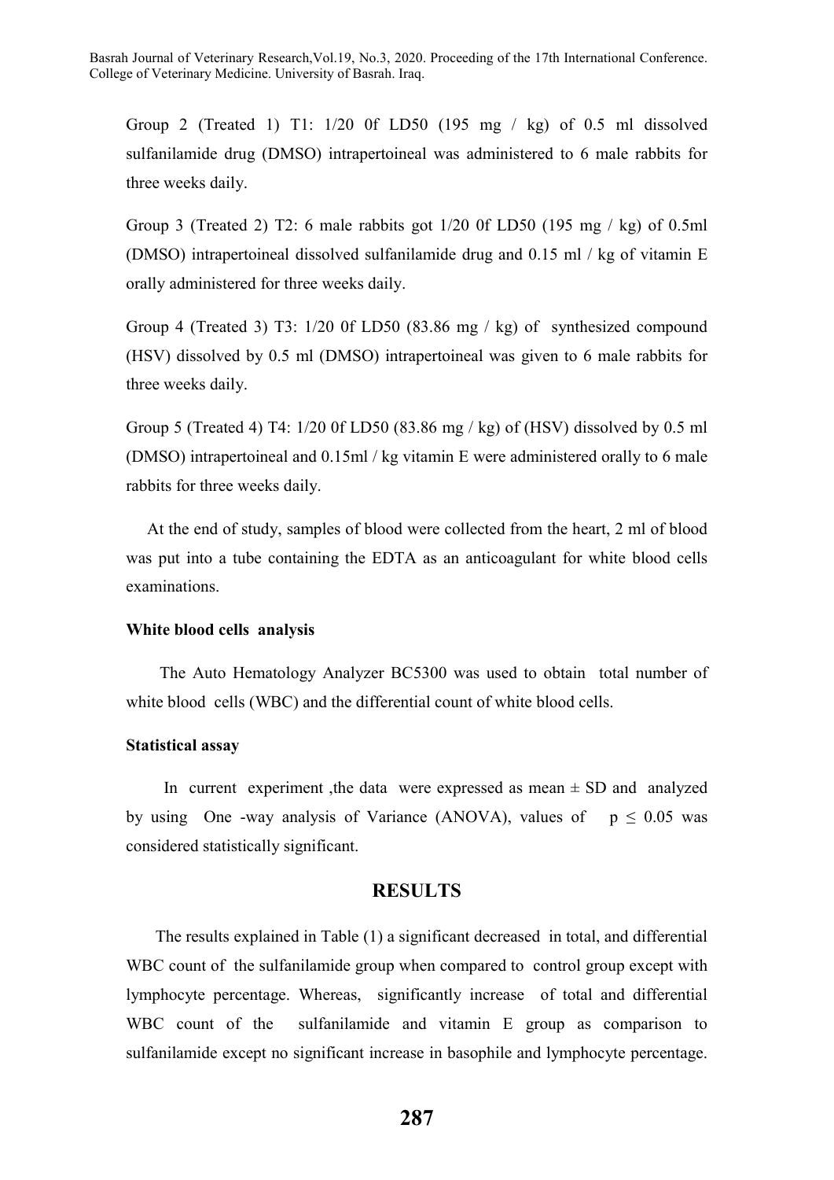Group 2 (Treated 1) T1: 1/20 0f LD50 (195 mg / kg) of 0.5 ml dissolved sulfanilamide drug (DMSO) intrapertoineal was administered to 6 male rabbits for three weeks daily.

Group 3 (Treated 2) T2: 6 male rabbits got 1/20 0f LD50 (195 mg / kg) of 0.5ml (DMSO) intrapertoineal dissolved sulfanilamide drug and 0.15 ml / kg of vitamin E orally administered for three weeks daily.

Group 4 (Treated 3) T3: 1/20 0f LD50 (83.86 mg / kg) of synthesized compound (HSV) dissolved by 0.5 ml (DMSO) intrapertoineal was given to 6 male rabbits for three weeks daily.

Group 5 (Treated 4) T4: 1/20 0f LD50 (83.86 mg / kg) of (HSV) dissolved by 0.5 ml (DMSO) intrapertoineal and 0.15ml / kg vitamin E were administered orally to 6 male rabbits for three weeks daily.

At the end of study, samples of blood were collected from the heart, 2 ml of blood was put into a tube containing the EDTA as an anticoagulant for white blood cells examinations.

#### White blood cells analysis

The Auto Hematology Analyzer BC5300 was used to obtain total number of white blood cells (WBC) and the differential count of white blood cells.

#### Statistical assay

In current experiment ,the data were expressed as mean ± SD and analyzed by using One -way analysis of Variance (ANOVA), values of $p \leq 0.05$ was considered statistically significant.

## RESULTS

The results explained in Table (1) a significant decreased in total, and differential WBC count of the sulfanilamide group when compared to control group except with lymphocyte percentage. Whereas, significantly increase of total and differential WBC count of the sulfanilamide and vitamin E group as comparison to sulfanilamide except no significant increase in basophile and lymphocyte percentage.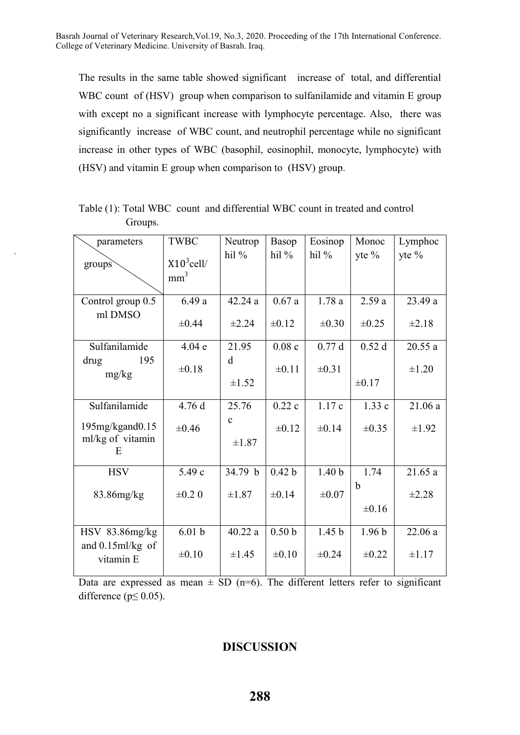The results in the same table showed significant increase of total, and differential WBC count of (HSV) group when comparison to sulfanilamide and vitamin E group with except no a significant increase with lymphocyte percentage. Also, there was significantly increase of WBC count, and neutrophil percentage while no significant increase in other types of WBC (basophil, eosinophil, monocyte, lymphocyte) with (HSV) and vitamin E group when comparison to (HSV) group.

Table (1): Total WBC count and differential WBC count in treated and control Groups.

| parameters / groups | TWBC $X10^3$cell/ $mm^3$ | Neutrophil % | Basophil % | Eosinophil % | Monocyte % | Lymphocyte % |
|---|---|---|---|---|---|---|
| Control group 0.5 ml DMSO | 6.49 a ±0.44 | 42.24 a ±2.24 | 0.67 a ±0.12 | 1.78 a ±0.30 | 2.59 a ±0.25 | 23.49 a ±2.18 |
| Sulfanilamide drug 195 mg/kg | 4.04 e ±0.18 | 21.95 d ±1.52 | 0.08 c ±0.11 | 0.77 d ±0.31 | 0.52 d ±0.17 | 20.55 a ±1.20 |
| Sulfanilamide 195mg/kgand0.15 ml/kg of vitamin E | 4.76 d ±0.46 | 25.76 c ±1.87 | 0.22 c ±0.12 | 1.17 c ±0.14 | 1.33 c ±0.35 | 21.06 a ±1.92 |
| HSV 83.86mg/kg | 5.49 c ±0.2 0 | 34.79 b ±1.87 | 0.42 b ±0.14 | 1.40 b ±0.07 | 1.74 b ±0.16 | 21.65 a ±2.28 |
| HSV 83.86mg/kg and 0.15ml/kg of vitamin E | 6.01 b ±0.10 | 40.22 a ±1.45 | 0.50 b ±0.10 | 1.45 b ±0.24 | 1.96 b ±0.22 | 22.06 a ±1.17 |

Data are expressed as mean ± SD (n=6). The different letters refer to significant difference ($p \leq 0.05$).

## DISCUSSION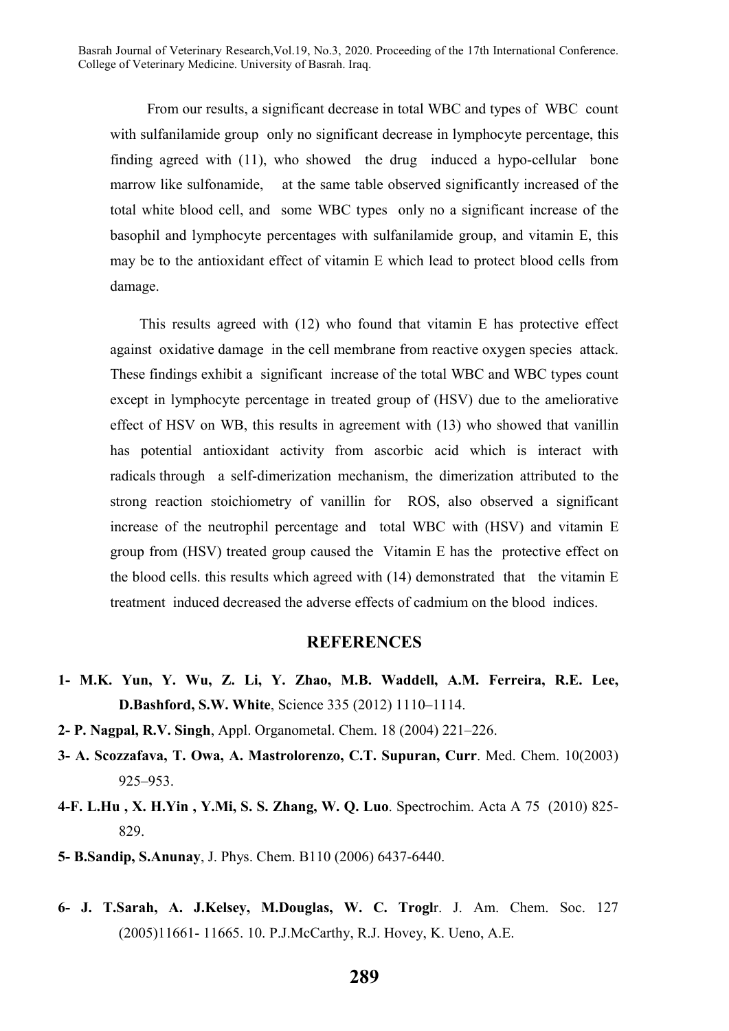From our results, a significant decrease in total WBC and types of WBC count with sulfanilamide group only no significant decrease in lymphocyte percentage, this finding agreed with (11), who showed the drug induced a hypo-cellular bone marrow like sulfonamide, at the same table observed significantly increased of the total white blood cell, and some WBC types only no a significant increase of the basophil and lymphocyte percentages with sulfanilamide group, and vitamin E, this may be to the antioxidant effect of vitamin E which lead to protect blood cells from damage.

This results agreed with (12) who found that vitamin E has protective effect against oxidative damage in the cell membrane from reactive oxygen species attack. These findings exhibit a significant increase of the total WBC and WBC types count except in lymphocyte percentage in treated group of (HSV) due to the ameliorative effect of HSV on WB, this results in agreement with (13) who showed that vanillin has potential antioxidant activity from ascorbic acid which is interact with radicals through a self-dimerization mechanism, the dimerization attributed to the strong reaction stoichiometry of vanillin for ROS, also observed a significant increase of the neutrophil percentage and total WBC with (HSV) and vitamin E group from (HSV) treated group caused the Vitamin E has the protective effect on the blood cells. this results which agreed with (14) demonstrated that the vitamin E treatment induced decreased the adverse effects of cadmium on the blood indices.

## REFERENCES

1- **M.K. Yun, Y. Wu, Z. Li, Y. Zhao, M.B. Waddell, A.M. Ferreira, R.E. Lee, D.Bashford, S.W. White**, Science 335 (2012) 1110–1114.

2- **P. Nagpal, R.V. Singh**, Appl. Organometal. Chem. 18 (2004) 221–226.

3- **A. Scozzafava, T. Owa, A. Mastrolorenzo, C.T. Supuran, Curr**. Med. Chem. 10(2003) 925–953.

4-**F. L.Hu , X. H.Yin , Y.Mi, S. S. Zhang, W. Q. Luo**. Spectrochim. Acta A 75 (2010) 825-829.

5- **B.Sandip, S.Anunay**, J. Phys. Chem. B110 (2006) 6437-6440.

6- **J. T.Sarah, A. J.Kelsey, M.Douglas, W. C. Trogl**r. J. Am. Chem. Soc. 127 (2005)11661- 11665. 10. P.J.McCarthy, R.J. Hovey, K. Ueno, A.E.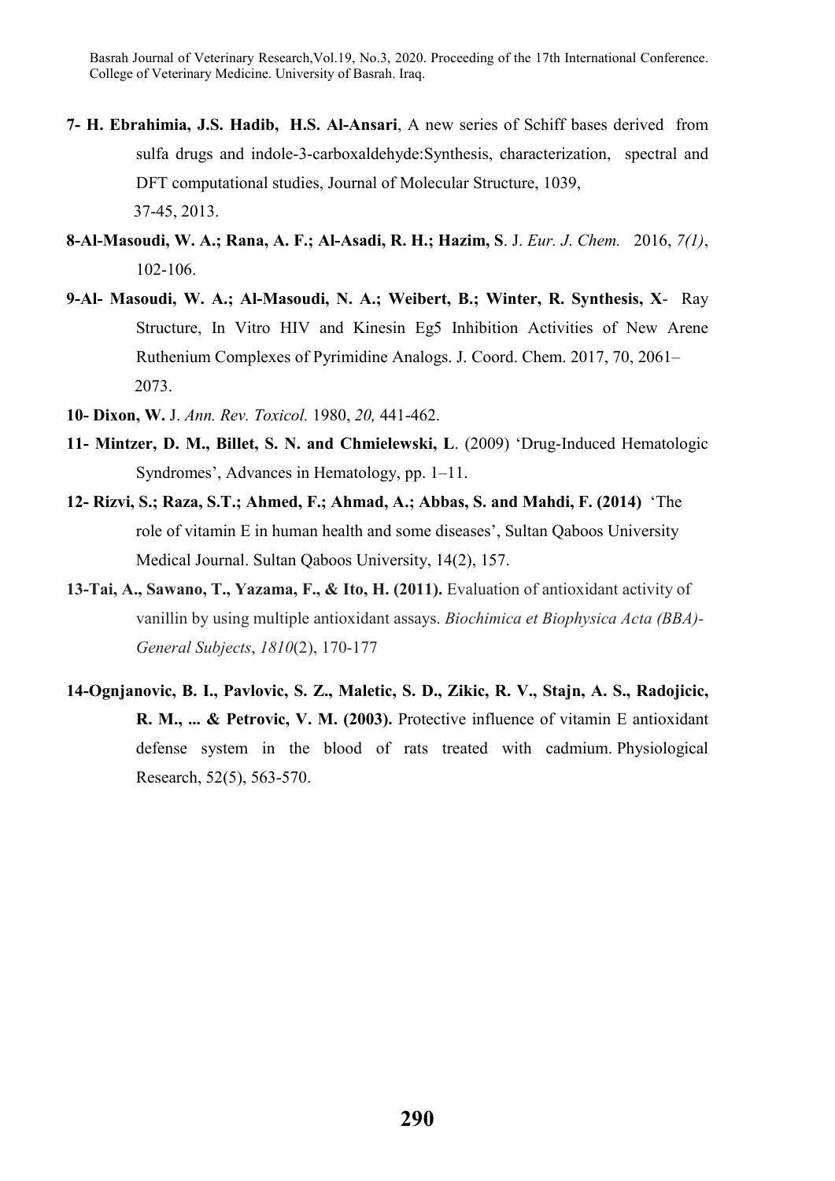**7- H. Ebrahimia, J.S. Hadib, H.S. Al-Ansari**, A new series of Schiff bases derived from sulfa drugs and indole-3-carboxaldehyde:Synthesis, characterization, spectral and DFT computational studies, Journal of Molecular Structure, 1039, 37-45, 2013.

**8-Al-Masoudi, W. A.; Rana, A. F.; Al-Asadi, R. H.; Hazim, S**. J. *Eur. J. Chem.* 2016, *7(1)*, 102-106.

**9-Al- Masoudi, W. A.; Al-Masoudi, N. A.; Weibert, B.; Winter, R. Synthesis, X**- Ray Structure, In Vitro HIV and Kinesin Eg5 Inhibition Activities of New Arene Ruthenium Complexes of Pyrimidine Analogs. J. Coord. Chem. 2017, 70, 2061–2073.

**10- Dixon, W.** J. *Ann. Rev. Toxicol.* 1980, *20,* 441-462.

**11- Mintzer, D. M., Billet, S. N. and Chmielewski, L**. (2009) 'Drug-Induced Hematologic Syndromes', Advances in Hematology, pp. 1–11.

**12- Rizvi, S.; Raza, S.T.; Ahmed, F.; Ahmad, A.; Abbas, S. and Mahdi, F. (2014)** 'The role of vitamin E in human health and some diseases', Sultan Qaboos University Medical Journal. Sultan Qaboos University, 14(2), 157.

**13-Tai, A., Sawano, T., Yazama, F., & Ito, H. (2011).** Evaluation of antioxidant activity of vanillin by using multiple antioxidant assays. *Biochimica et Biophysica Acta (BBA)-General Subjects*, *1810*(2), 170-177

**14-Ognjanovic, B. I., Pavlovic, S. Z., Maletic, S. D., Zikic, R. V., Stajn, A. S., Radojicic, R. M., ... & Petrovic, V. M. (2003).** Protective influence of vitamin E antioxidant defense system in the blood of rats treated with cadmium. Physiological Research, 52(5), 563-570.